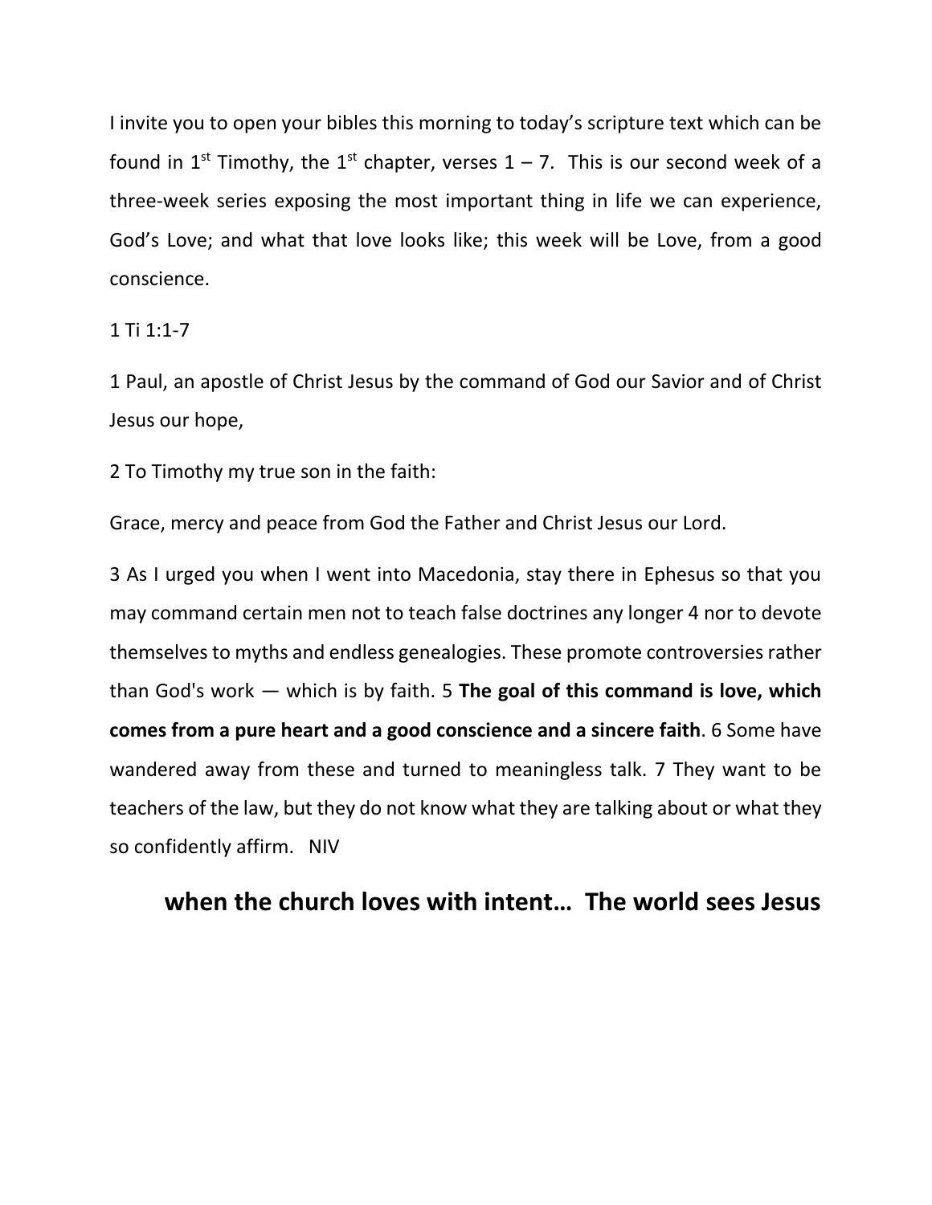I invite you to open your bibles this morning to today's scripture text which can be found in 1st Timothy, the 1st chapter, verses 1 – 7. This is our second week of a three-week series exposing the most important thing in life we can experience, God's Love; and what that love looks like; this week will be Love, from a good conscience.

1 Ti 1:1-7

1 Paul, an apostle of Christ Jesus by the command of God our Savior and of Christ Jesus our hope,

2 To Timothy my true son in the faith:

Grace, mercy and peace from God the Father and Christ Jesus our Lord.

3 As I urged you when I went into Macedonia, stay there in Ephesus so that you may command certain men not to teach false doctrines any longer 4 nor to devote themselves to myths and endless genealogies. These promote controversies rather than God's work — which is by faith. 5 **The goal of this command is love, which comes from a pure heart and a good conscience and a sincere faith**. 6 Some have wandered away from these and turned to meaningless talk. 7 They want to be teachers of the law, but they do not know what they are talking about or what they so confidently affirm. NIV

## when the church loves with intent… The world sees Jesus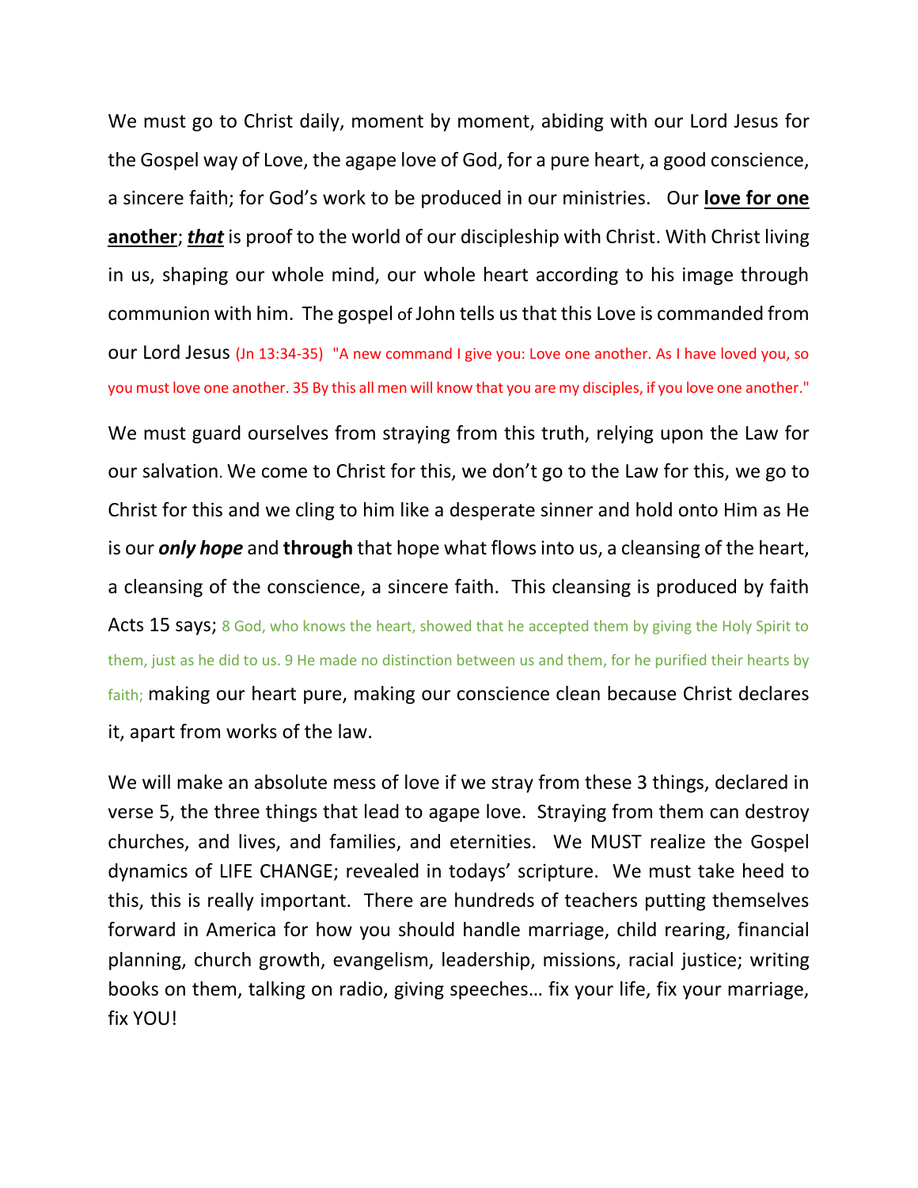We must go to Christ daily, moment by moment, abiding with our Lord Jesus for the Gospel way of Love, the agape love of God, for a pure heart, a good conscience, a sincere faith; for God's work to be produced in our ministries. Our **love for one another**; ***that*** is proof to the world of our discipleship with Christ. With Christ living in us, shaping our whole mind, our whole heart according to his image through communion with him. The gospel of John tells us that this Love is commanded from our Lord Jesus (Jn 13:34-35) "A new command I give you: Love one another. As I have loved you, so you must love one another. 35 By this all men will know that you are my disciples, if you love one another."

We must guard ourselves from straying from this truth, relying upon the Law for our salvation. We come to Christ for this, we don't go to the Law for this, we go to Christ for this and we cling to him like a desperate sinner and hold onto Him as He is our ***only hope*** and **through** that hope what flows into us, a cleansing of the heart, a cleansing of the conscience, a sincere faith. This cleansing is produced by faith Acts 15 says; 8 God, who knows the heart, showed that he accepted them by giving the Holy Spirit to them, just as he did to us. 9 He made no distinction between us and them, for he purified their hearts by faith; making our heart pure, making our conscience clean because Christ declares it, apart from works of the law.

We will make an absolute mess of love if we stray from these 3 things, declared in verse 5, the three things that lead to agape love. Straying from them can destroy churches, and lives, and families, and eternities. We MUST realize the Gospel dynamics of LIFE CHANGE; revealed in todays' scripture. We must take heed to this, this is really important. There are hundreds of teachers putting themselves forward in America for how you should handle marriage, child rearing, financial planning, church growth, evangelism, leadership, missions, racial justice; writing books on them, talking on radio, giving speeches… fix your life, fix your marriage, fix YOU!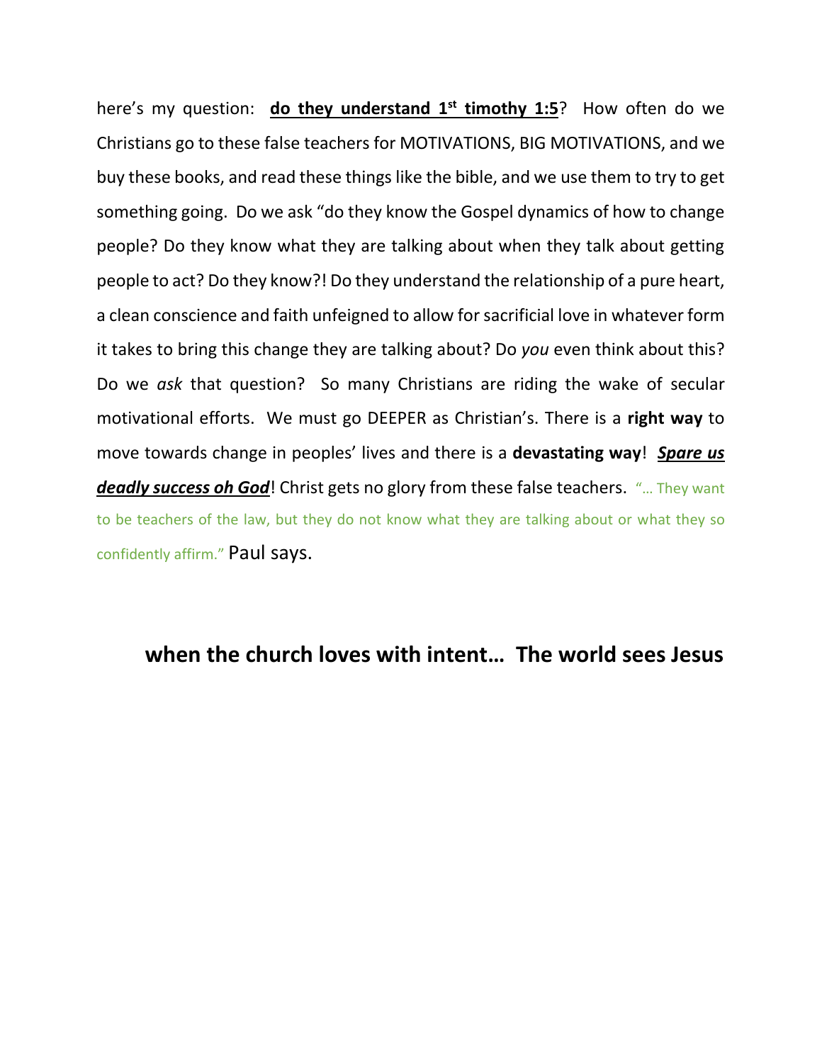here's my question: **<u>do they understand 1st timothy 1:5</u>**? How often do we Christians go to these false teachers for MOTIVATIONS, BIG MOTIVATIONS, and we buy these books, and read these things like the bible, and we use them to try to get something going. Do we ask "do they know the Gospel dynamics of how to change people? Do they know what they are talking about when they talk about getting people to act? Do they know?! Do they understand the relationship of a pure heart, a clean conscience and faith unfeigned to allow for sacrificial love in whatever form it takes to bring this change they are talking about? Do *you* even think about this? Do we *ask* that question? So many Christians are riding the wake of secular motivational efforts. We must go DEEPER as Christian's. There is a **right way** to move towards change in peoples' lives and there is a **devastating way**! ***<u>Spare us deadly success oh God</u>***! Christ gets no glory from these false teachers. "… They want to be teachers of the law, but they do not know what they are talking about or what they so confidently affirm." Paul says.

**when the church loves with intent… The world sees Jesus**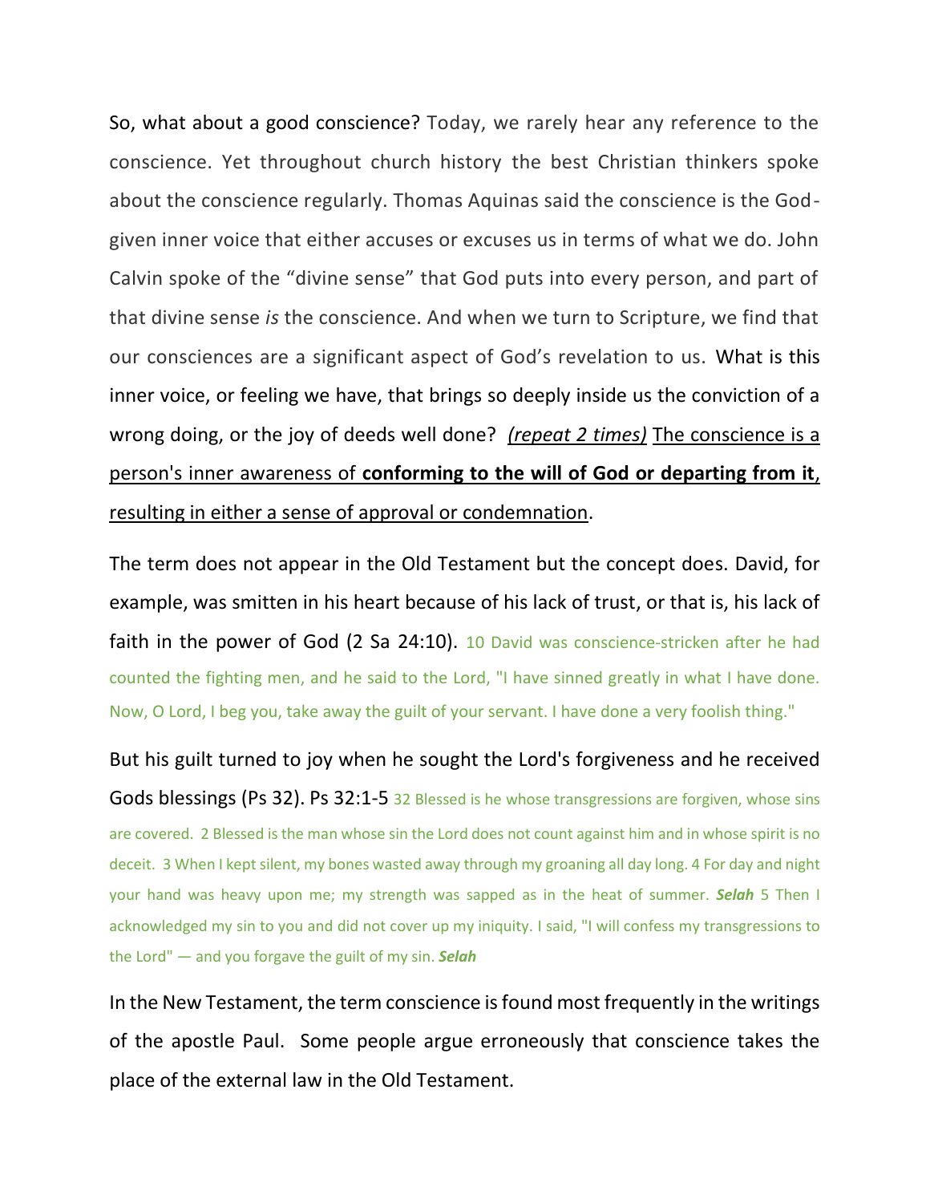So, what about a good conscience? Today, we rarely hear any reference to the conscience. Yet throughout church history the best Christian thinkers spoke about the conscience regularly. Thomas Aquinas said the conscience is the God-given inner voice that either accuses or excuses us in terms of what we do. John Calvin spoke of the "divine sense" that God puts into every person, and part of that divine sense *is* the conscience. And when we turn to Scripture, we find that our consciences are a significant aspect of God's revelation to us. What is this inner voice, or feeling we have, that brings so deeply inside us the conviction of a wrong doing, or the joy of deeds well done? *(repeat 2 times)* The conscience is a person's inner awareness of **conforming to the will of God or departing from it**, resulting in either a sense of approval or condemnation.

The term does not appear in the Old Testament but the concept does. David, for example, was smitten in his heart because of his lack of trust, or that is, his lack of faith in the power of God (2 Sa 24:10). 10 David was conscience-stricken after he had counted the fighting men, and he said to the Lord, "I have sinned greatly in what I have done. Now, O Lord, I beg you, take away the guilt of your servant. I have done a very foolish thing."

But his guilt turned to joy when he sought the Lord's forgiveness and he received Gods blessings (Ps 32). Ps 32:1-5 32 Blessed is he whose transgressions are forgiven, whose sins are covered. 2 Blessed is the man whose sin the Lord does not count against him and in whose spirit is no deceit. 3 When I kept silent, my bones wasted away through my groaning all day long. 4 For day and night your hand was heavy upon me; my strength was sapped as in the heat of summer. ***Selah*** 5 Then I acknowledged my sin to you and did not cover up my iniquity. I said, "I will confess my transgressions to the Lord" — and you forgave the guilt of my sin. ***Selah***

In the New Testament, the term conscience is found most frequently in the writings of the apostle Paul. Some people argue erroneously that conscience takes the place of the external law in the Old Testament.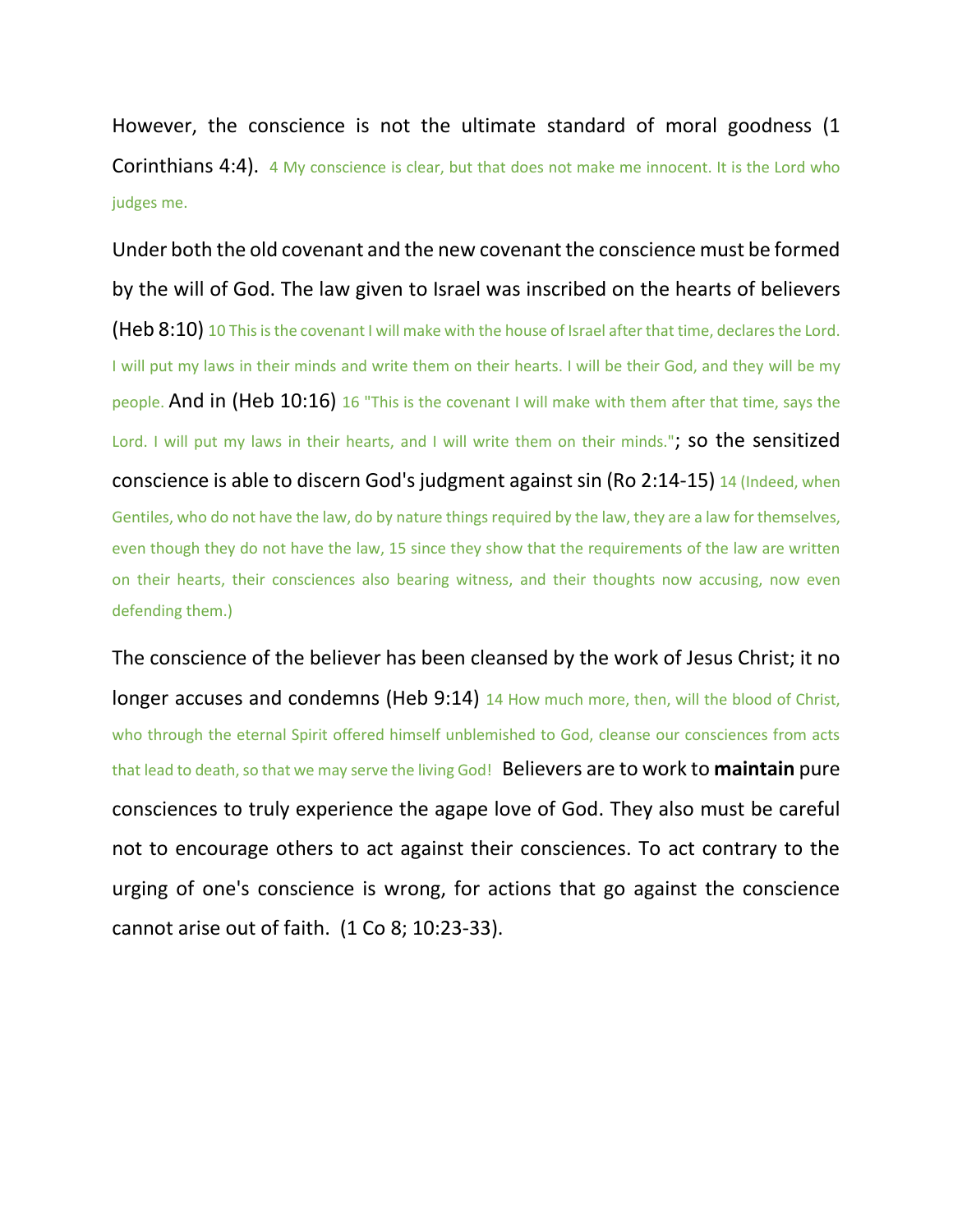However, the conscience is not the ultimate standard of moral goodness (1 Corinthians 4:4). 4 My conscience is clear, but that does not make me innocent. It is the Lord who judges me.

Under both the old covenant and the new covenant the conscience must be formed by the will of God. The law given to Israel was inscribed on the hearts of believers (Heb 8:10) 10 This is the covenant I will make with the house of Israel after that time, declares the Lord. I will put my laws in their minds and write them on their hearts. I will be their God, and they will be my people. And in (Heb 10:16) 16 "This is the covenant I will make with them after that time, says the Lord. I will put my laws in their hearts, and I will write them on their minds."; so the sensitized conscience is able to discern God's judgment against sin (Ro 2:14-15) 14 (Indeed, when Gentiles, who do not have the law, do by nature things required by the law, they are a law for themselves, even though they do not have the law, 15 since they show that the requirements of the law are written on their hearts, their consciences also bearing witness, and their thoughts now accusing, now even defending them.)

The conscience of the believer has been cleansed by the work of Jesus Christ; it no longer accuses and condemns (Heb 9:14) 14 How much more, then, will the blood of Christ, who through the eternal Spirit offered himself unblemished to God, cleanse our consciences from acts that lead to death, so that we may serve the living God! Believers are to work to **maintain** pure consciences to truly experience the agape love of God. They also must be careful not to encourage others to act against their consciences. To act contrary to the urging of one's conscience is wrong, for actions that go against the conscience cannot arise out of faith. (1 Co 8; 10:23-33).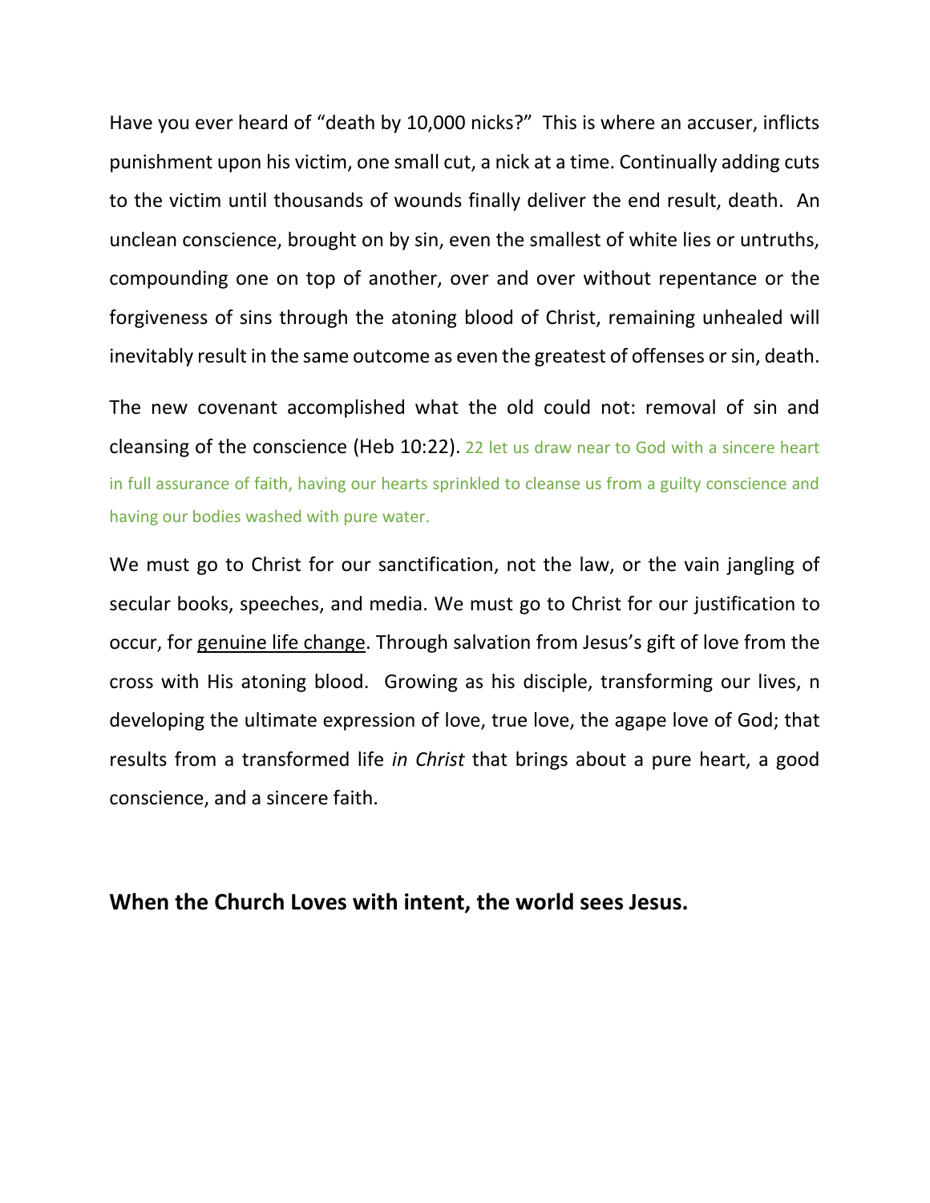Have you ever heard of "death by 10,000 nicks?" This is where an accuser, inflicts punishment upon his victim, one small cut, a nick at a time. Continually adding cuts to the victim until thousands of wounds finally deliver the end result, death. An unclean conscience, brought on by sin, even the smallest of white lies or untruths, compounding one on top of another, over and over without repentance or the forgiveness of sins through the atoning blood of Christ, remaining unhealed will inevitably result in the same outcome as even the greatest of offenses or sin, death.

The new covenant accomplished what the old could not: removal of sin and cleansing of the conscience (Heb 10:22). 22 let us draw near to God with a sincere heart in full assurance of faith, having our hearts sprinkled to cleanse us from a guilty conscience and having our bodies washed with pure water.

We must go to Christ for our sanctification, not the law, or the vain jangling of secular books, speeches, and media. We must go to Christ for our justification to occur, for <u>genuine life change</u>. Through salvation from Jesus's gift of love from the cross with His atoning blood. Growing as his disciple, transforming our lives, n developing the ultimate expression of love, true love, the agape love of God; that results from a transformed life *in Christ* that brings about a pure heart, a good conscience, and a sincere faith.

**When the Church Loves with intent, the world sees Jesus.**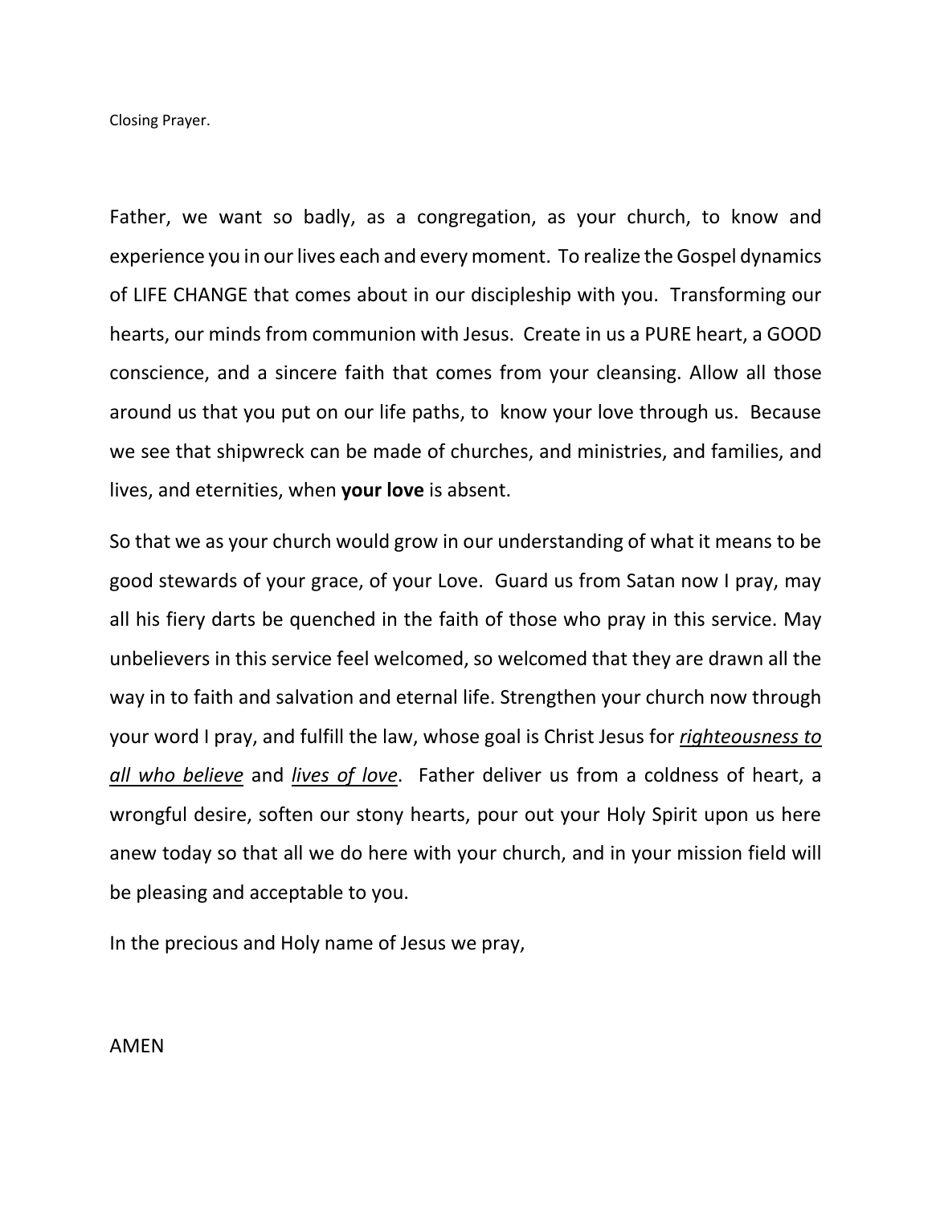Closing Prayer.

Father, we want so badly, as a congregation, as your church, to know and experience you in our lives each and every moment. To realize the Gospel dynamics of LIFE CHANGE that comes about in our discipleship with you. Transforming our hearts, our minds from communion with Jesus. Create in us a PURE heart, a GOOD conscience, and a sincere faith that comes from your cleansing. Allow all those around us that you put on our life paths, to know your love through us. Because we see that shipwreck can be made of churches, and ministries, and families, and lives, and eternities, when **your love** is absent.

So that we as your church would grow in our understanding of what it means to be good stewards of your grace, of your Love. Guard us from Satan now I pray, may all his fiery darts be quenched in the faith of those who pray in this service. May unbelievers in this service feel welcomed, so welcomed that they are drawn all the way in to faith and salvation and eternal life. Strengthen your church now through your word I pray, and fulfill the law, whose goal is Christ Jesus for <u>*righteousness to all who believe*</u> and <u>*lives of love*</u>. Father deliver us from a coldness of heart, a wrongful desire, soften our stony hearts, pour out your Holy Spirit upon us here anew today so that all we do here with your church, and in your mission field will be pleasing and acceptable to you.

In the precious and Holy name of Jesus we pray,

AMEN